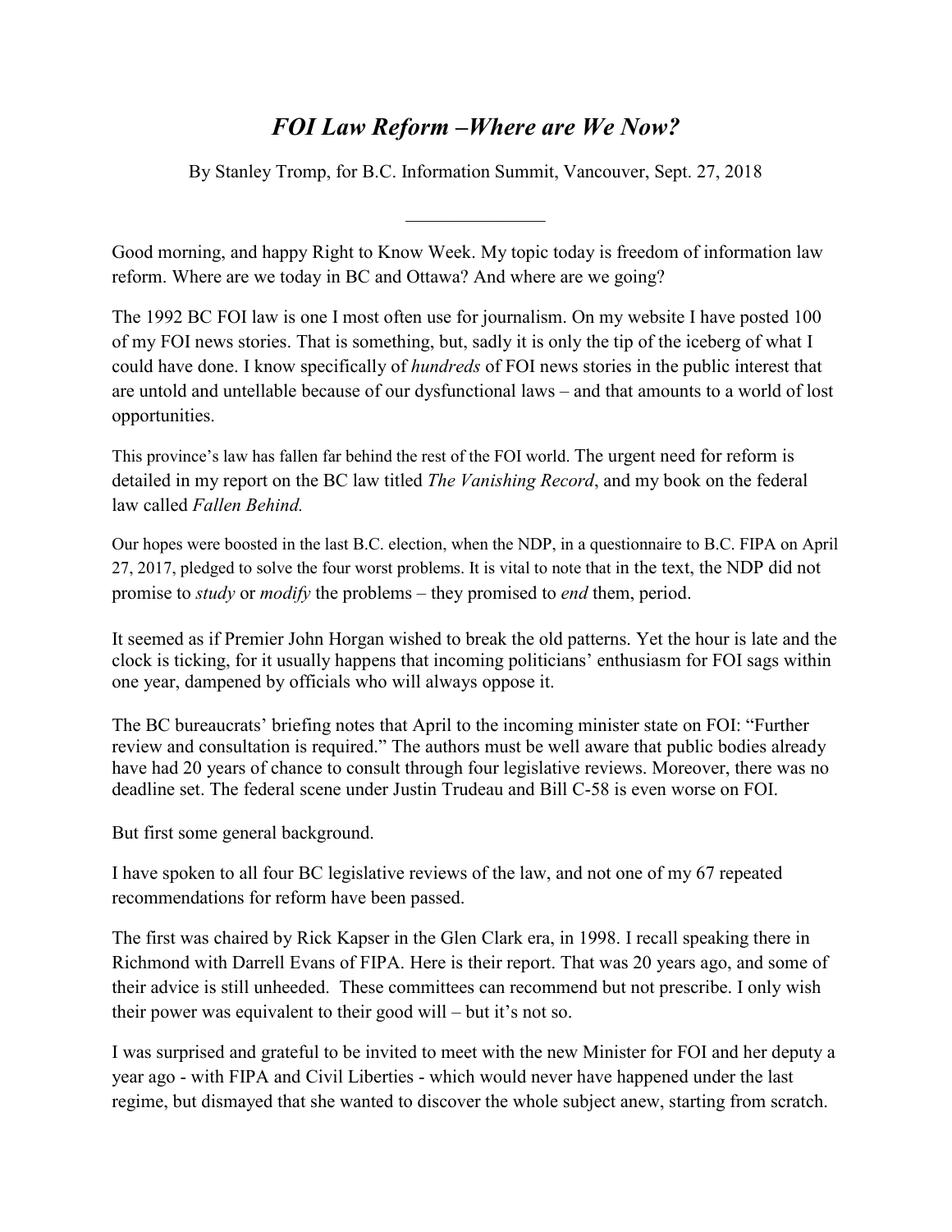# *FOI Law Reform –Where are We Now?*

By Stanley Tromp, for B.C. Information Summit, Vancouver, Sept. 27, 2018

---

Good morning, and happy Right to Know Week. My topic today is freedom of information law reform. Where are we today in BC and Ottawa? And where are we going?

The 1992 BC FOI law is one I most often use for journalism. On my website I have posted 100 of my FOI news stories. That is something, but, sadly it is only the tip of the iceberg of what I could have done. I know specifically of *hundreds* of FOI news stories in the public interest that are untold and untellable because of our dysfunctional laws – and that amounts to a world of lost opportunities.

This province's law has fallen far behind the rest of the FOI world. The urgent need for reform is detailed in my report on the BC law titled *The Vanishing Record*, and my book on the federal law called *Fallen Behind.*

Our hopes were boosted in the last B.C. election, when the NDP, in a questionnaire to B.C. FIPA on April 27, 2017, pledged to solve the four worst problems. It is vital to note that in the text, the NDP did not promise to *study* or *modify* the problems – they promised to *end* them, period.

It seemed as if Premier John Horgan wished to break the old patterns. Yet the hour is late and the clock is ticking, for it usually happens that incoming politicians' enthusiasm for FOI sags within one year, dampened by officials who will always oppose it.

The BC bureaucrats' briefing notes that April to the incoming minister state on FOI: "Further review and consultation is required." The authors must be well aware that public bodies already have had 20 years of chance to consult through four legislative reviews. Moreover, there was no deadline set. The federal scene under Justin Trudeau and Bill C-58 is even worse on FOI.

But first some general background.

I have spoken to all four BC legislative reviews of the law, and not one of my 67 repeated recommendations for reform have been passed.

The first was chaired by Rick Kapser in the Glen Clark era, in 1998. I recall speaking there in Richmond with Darrell Evans of FIPA. Here is their report. That was 20 years ago, and some of their advice is still unheeded. These committees can recommend but not prescribe. I only wish their power was equivalent to their good will – but it's not so.

I was surprised and grateful to be invited to meet with the new Minister for FOI and her deputy a year ago - with FIPA and Civil Liberties - which would never have happened under the last regime, but dismayed that she wanted to discover the whole subject anew, starting from scratch.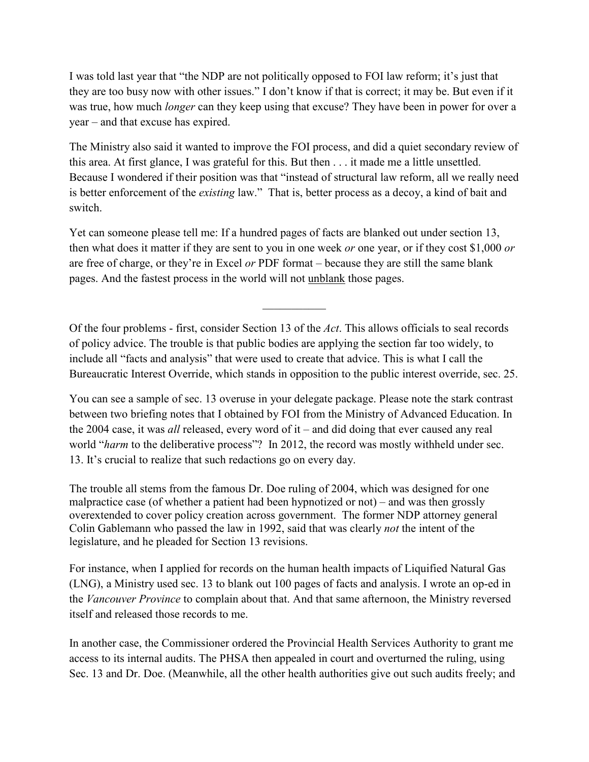I was told last year that "the NDP are not politically opposed to FOI law reform; it's just that they are too busy now with other issues." I don't know if that is correct; it may be. But even if it was true, how much *longer* can they keep using that excuse? They have been in power for over a year – and that excuse has expired.

The Ministry also said it wanted to improve the FOI process, and did a quiet secondary review of this area. At first glance, I was grateful for this. But then . . . it made me a little unsettled. Because I wondered if their position was that "instead of structural law reform, all we really need is better enforcement of the *existing* law." That is, better process as a decoy, a kind of bait and switch.

Yet can someone please tell me: If a hundred pages of facts are blanked out under section 13, then what does it matter if they are sent to you in one week *or* one year, or if they cost $1,000 *or* are free of charge, or they're in Excel *or* PDF format – because they are still the same blank pages. And the fastest process in the world will not <u>unblank</u> those pages.

---

Of the four problems - first, consider Section 13 of the *Act*. This allows officials to seal records of policy advice. The trouble is that public bodies are applying the section far too widely, to include all "facts and analysis" that were used to create that advice. This is what I call the Bureaucratic Interest Override, which stands in opposition to the public interest override, sec. 25.

You can see a sample of sec. 13 overuse in your delegate package. Please note the stark contrast between two briefing notes that I obtained by FOI from the Ministry of Advanced Education. In the 2004 case, it was *all* released, every word of it – and did doing that ever caused any real world "*harm* to the deliberative process"? In 2012, the record was mostly withheld under sec. 13. It's crucial to realize that such redactions go on every day.

The trouble all stems from the famous Dr. Doe ruling of 2004, which was designed for one malpractice case (of whether a patient had been hypnotized or not) – and was then grossly overextended to cover policy creation across government. The former NDP attorney general Colin Gablemann who passed the law in 1992, said that was clearly *not* the intent of the legislature, and he pleaded for Section 13 revisions.

For instance, when I applied for records on the human health impacts of Liquified Natural Gas (LNG), a Ministry used sec. 13 to blank out 100 pages of facts and analysis. I wrote an op-ed in the *Vancouver Province* to complain about that. And that same afternoon, the Ministry reversed itself and released those records to me.

In another case, the Commissioner ordered the Provincial Health Services Authority to grant me access to its internal audits. The PHSA then appealed in court and overturned the ruling, using Sec. 13 and Dr. Doe. (Meanwhile, all the other health authorities give out such audits freely; and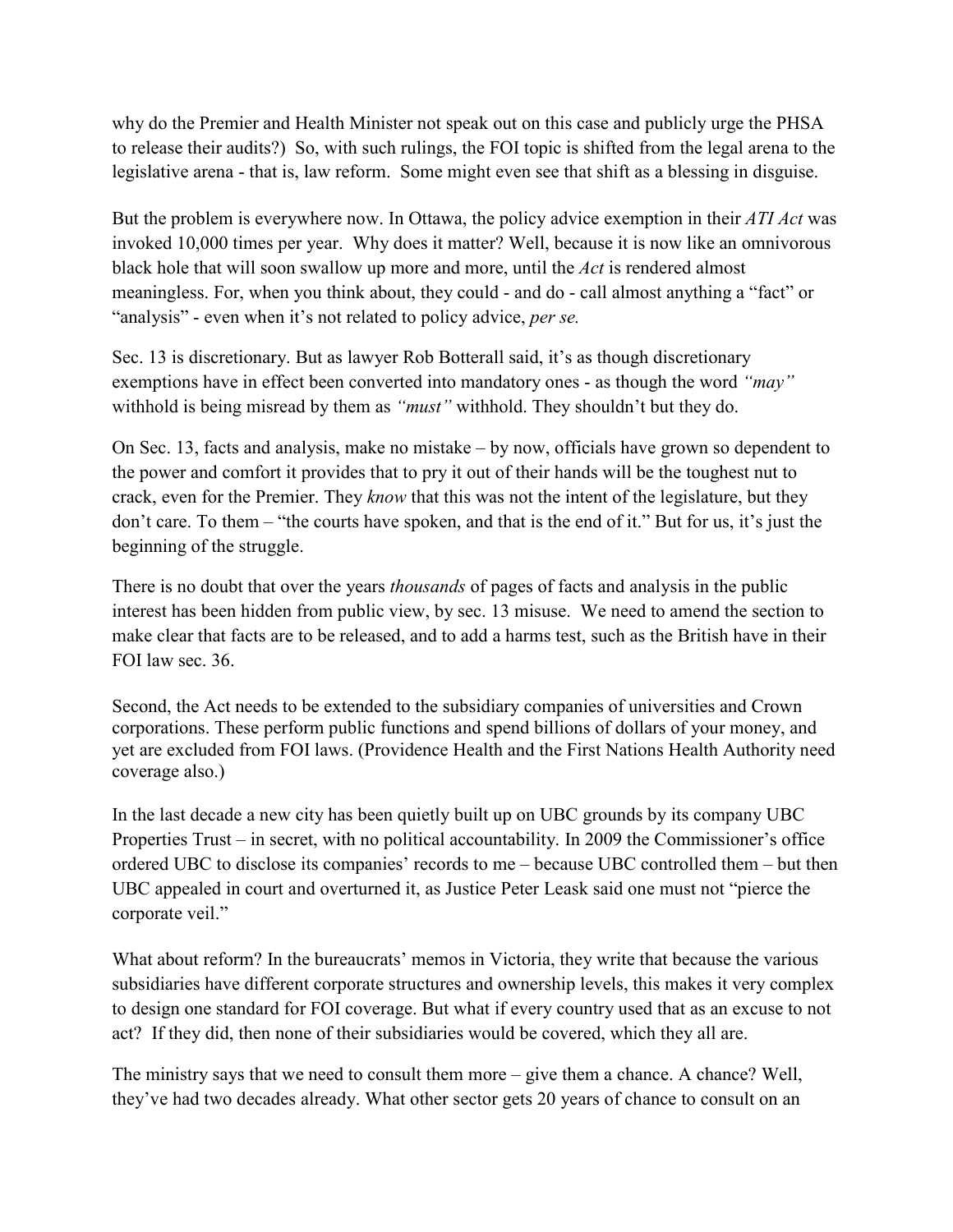why do the Premier and Health Minister not speak out on this case and publicly urge the PHSA to release their audits?) So, with such rulings, the FOI topic is shifted from the legal arena to the legislative arena - that is, law reform. Some might even see that shift as a blessing in disguise.

But the problem is everywhere now. In Ottawa, the policy advice exemption in their *ATI Act* was invoked 10,000 times per year. Why does it matter? Well, because it is now like an omnivorous black hole that will soon swallow up more and more, until the *Act* is rendered almost meaningless. For, when you think about, they could - and do - call almost anything a "fact" or "analysis" - even when it's not related to policy advice, *per se.*

Sec. 13 is discretionary. But as lawyer Rob Botterall said, it's as though discretionary exemptions have in effect been converted into mandatory ones - as though the word *"may"* withhold is being misread by them as *"must"* withhold. They shouldn't but they do.

On Sec. 13, facts and analysis, make no mistake – by now, officials have grown so dependent to the power and comfort it provides that to pry it out of their hands will be the toughest nut to crack, even for the Premier. They *know* that this was not the intent of the legislature, but they don't care. To them – "the courts have spoken, and that is the end of it." But for us, it's just the beginning of the struggle.

There is no doubt that over the years *thousands* of pages of facts and analysis in the public interest has been hidden from public view, by sec. 13 misuse. We need to amend the section to make clear that facts are to be released, and to add a harms test, such as the British have in their FOI law sec. 36.

Second, the Act needs to be extended to the subsidiary companies of universities and Crown corporations. These perform public functions and spend billions of dollars of your money, and yet are excluded from FOI laws. (Providence Health and the First Nations Health Authority need coverage also.)

In the last decade a new city has been quietly built up on UBC grounds by its company UBC Properties Trust – in secret, with no political accountability. In 2009 the Commissioner's office ordered UBC to disclose its companies' records to me – because UBC controlled them – but then UBC appealed in court and overturned it, as Justice Peter Leask said one must not "pierce the corporate veil."

What about reform? In the bureaucrats' memos in Victoria, they write that because the various subsidiaries have different corporate structures and ownership levels, this makes it very complex to design one standard for FOI coverage. But what if every country used that as an excuse to not act? If they did, then none of their subsidiaries would be covered, which they all are.

The ministry says that we need to consult them more – give them a chance. A chance? Well, they've had two decades already. What other sector gets 20 years of chance to consult on an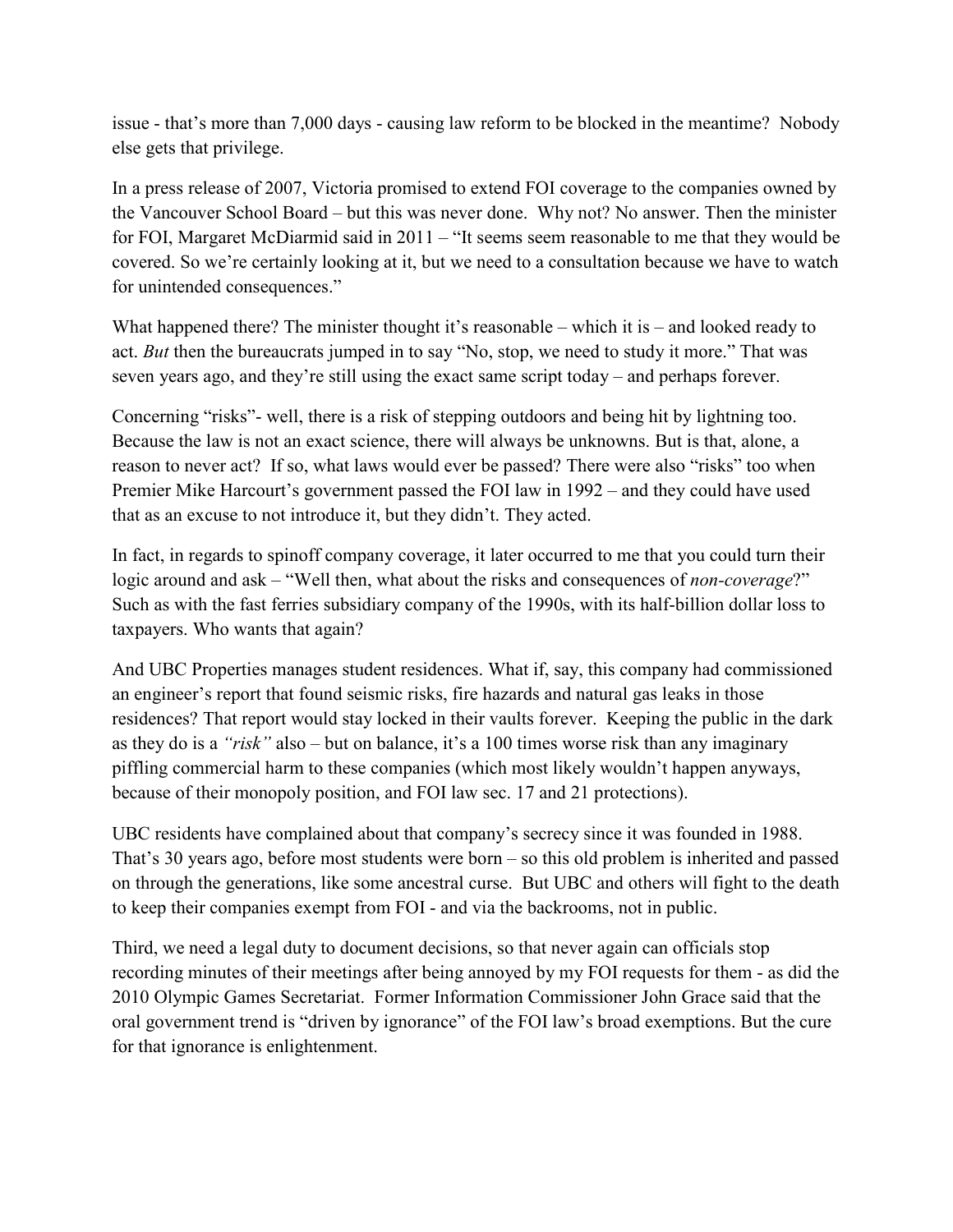issue - that's more than 7,000 days - causing law reform to be blocked in the meantime? Nobody else gets that privilege.

In a press release of 2007, Victoria promised to extend FOI coverage to the companies owned by the Vancouver School Board – but this was never done. Why not? No answer. Then the minister for FOI, Margaret McDiarmid said in 2011 – "It seems seem reasonable to me that they would be covered. So we're certainly looking at it, but we need to a consultation because we have to watch for unintended consequences."

What happened there? The minister thought it's reasonable – which it is – and looked ready to act. *But* then the bureaucrats jumped in to say "No, stop, we need to study it more." That was seven years ago, and they're still using the exact same script today – and perhaps forever.

Concerning "risks"- well, there is a risk of stepping outdoors and being hit by lightning too. Because the law is not an exact science, there will always be unknowns. But is that, alone, a reason to never act? If so, what laws would ever be passed? There were also "risks" too when Premier Mike Harcourt's government passed the FOI law in 1992 – and they could have used that as an excuse to not introduce it, but they didn't. They acted.

In fact, in regards to spinoff company coverage, it later occurred to me that you could turn their logic around and ask – "Well then, what about the risks and consequences of *non-coverage*?" Such as with the fast ferries subsidiary company of the 1990s, with its half-billion dollar loss to taxpayers. Who wants that again?

And UBC Properties manages student residences. What if, say, this company had commissioned an engineer's report that found seismic risks, fire hazards and natural gas leaks in those residences? That report would stay locked in their vaults forever. Keeping the public in the dark as they do is a *"risk"* also – but on balance, it's a 100 times worse risk than any imaginary piffling commercial harm to these companies (which most likely wouldn't happen anyways, because of their monopoly position, and FOI law sec. 17 and 21 protections).

UBC residents have complained about that company's secrecy since it was founded in 1988. That's 30 years ago, before most students were born – so this old problem is inherited and passed on through the generations, like some ancestral curse. But UBC and others will fight to the death to keep their companies exempt from FOI - and via the backrooms, not in public.

Third, we need a legal duty to document decisions, so that never again can officials stop recording minutes of their meetings after being annoyed by my FOI requests for them - as did the 2010 Olympic Games Secretariat. Former Information Commissioner John Grace said that the oral government trend is "driven by ignorance" of the FOI law's broad exemptions. But the cure for that ignorance is enlightenment.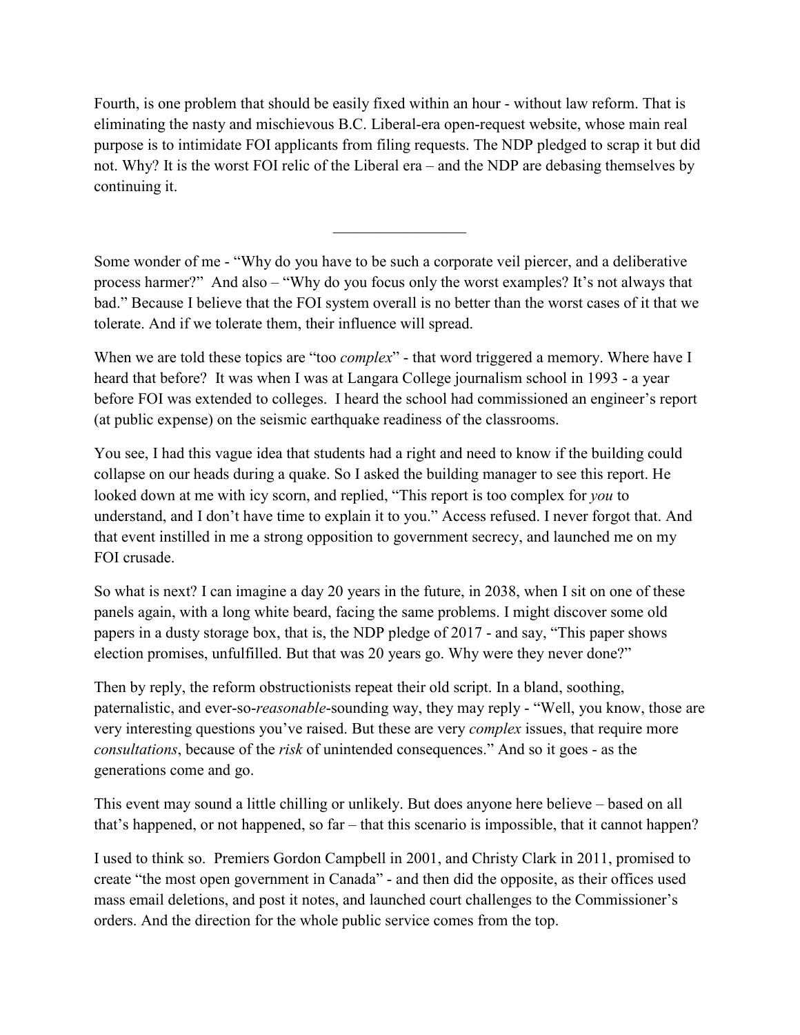Fourth, is one problem that should be easily fixed within an hour - without law reform. That is eliminating the nasty and mischievous B.C. Liberal-era open-request website, whose main real purpose is to intimidate FOI applicants from filing requests. The NDP pledged to scrap it but did not. Why? It is the worst FOI relic of the Liberal era – and the NDP are debasing themselves by continuing it.

---

Some wonder of me - “Why do you have to be such a corporate veil piercer, and a deliberative process harmer?” And also – “Why do you focus only the worst examples? It’s not always that bad.” Because I believe that the FOI system overall is no better than the worst cases of it that we tolerate. And if we tolerate them, their influence will spread.

When we are told these topics are “too *complex*” - that word triggered a memory. Where have I heard that before? It was when I was at Langara College journalism school in 1993 - a year before FOI was extended to colleges. I heard the school had commissioned an engineer’s report (at public expense) on the seismic earthquake readiness of the classrooms.

You see, I had this vague idea that students had a right and need to know if the building could collapse on our heads during a quake. So I asked the building manager to see this report. He looked down at me with icy scorn, and replied, “This report is too complex for *you* to understand, and I don’t have time to explain it to you.” Access refused. I never forgot that. And that event instilled in me a strong opposition to government secrecy, and launched me on my FOI crusade.

So what is next? I can imagine a day 20 years in the future, in 2038, when I sit on one of these panels again, with a long white beard, facing the same problems. I might discover some old papers in a dusty storage box, that is, the NDP pledge of 2017 - and say, “This paper shows election promises, unfulfilled. But that was 20 years go. Why were they never done?”

Then by reply, the reform obstructionists repeat their old script. In a bland, soothing, paternalistic, and ever-so-*reasonable*-sounding way, they may reply - “Well, you know, those are very interesting questions you’ve raised. But these are very *complex* issues, that require more *consultations*, because of the *risk* of unintended consequences.” And so it goes - as the generations come and go.

This event may sound a little chilling or unlikely. But does anyone here believe – based on all that’s happened, or not happened, so far – that this scenario is impossible, that it cannot happen?

I used to think so. Premiers Gordon Campbell in 2001, and Christy Clark in 2011, promised to create “the most open government in Canada” - and then did the opposite, as their offices used mass email deletions, and post it notes, and launched court challenges to the Commissioner’s orders. And the direction for the whole public service comes from the top.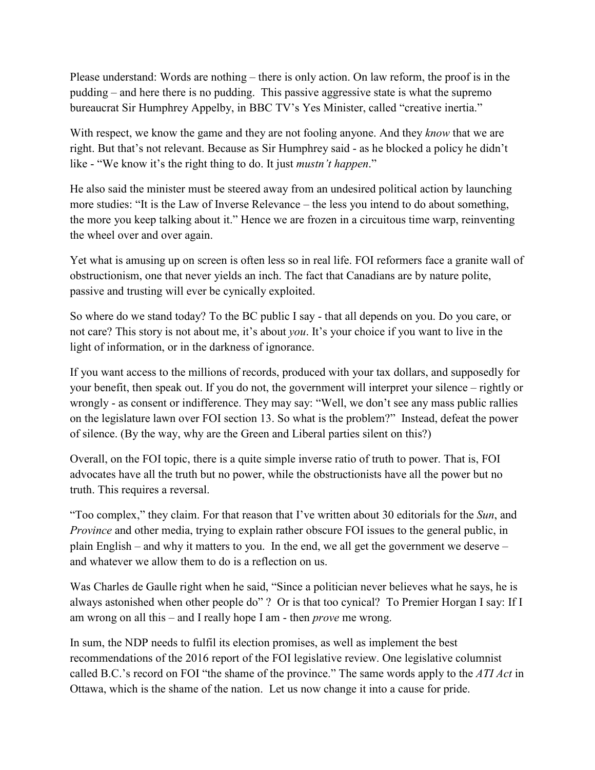Please understand: Words are nothing – there is only action. On law reform, the proof is in the pudding – and here there is no pudding. This passive aggressive state is what the supremo bureaucrat Sir Humphrey Appelby, in BBC TV's Yes Minister, called "creative inertia."

With respect, we know the game and they are not fooling anyone. And they *know* that we are right. But that's not relevant. Because as Sir Humphrey said - as he blocked a policy he didn't like - "We know it's the right thing to do. It just *mustn't happen*."

He also said the minister must be steered away from an undesired political action by launching more studies: "It is the Law of Inverse Relevance – the less you intend to do about something, the more you keep talking about it." Hence we are frozen in a circuitous time warp, reinventing the wheel over and over again.

Yet what is amusing up on screen is often less so in real life. FOI reformers face a granite wall of obstructionism, one that never yields an inch. The fact that Canadians are by nature polite, passive and trusting will ever be cynically exploited.

So where do we stand today? To the BC public I say - that all depends on you. Do you care, or not care? This story is not about me, it's about *you*. It's your choice if you want to live in the light of information, or in the darkness of ignorance.

If you want access to the millions of records, produced with your tax dollars, and supposedly for your benefit, then speak out. If you do not, the government will interpret your silence – rightly or wrongly - as consent or indifference. They may say: "Well, we don't see any mass public rallies on the legislature lawn over FOI section 13. So what is the problem?" Instead, defeat the power of silence. (By the way, why are the Green and Liberal parties silent on this?)

Overall, on the FOI topic, there is a quite simple inverse ratio of truth to power. That is, FOI advocates have all the truth but no power, while the obstructionists have all the power but no truth. This requires a reversal.

"Too complex," they claim. For that reason that I've written about 30 editorials for the *Sun*, and *Province* and other media, trying to explain rather obscure FOI issues to the general public, in plain English – and why it matters to you. In the end, we all get the government we deserve – and whatever we allow them to do is a reflection on us.

Was Charles de Gaulle right when he said, "Since a politician never believes what he says, he is always astonished when other people do" ? Or is that too cynical? To Premier Horgan I say: If I am wrong on all this – and I really hope I am - then *prove* me wrong.

In sum, the NDP needs to fulfil its election promises, as well as implement the best recommendations of the 2016 report of the FOI legislative review. One legislative columnist called B.C.'s record on FOI "the shame of the province." The same words apply to the *ATI Act* in Ottawa, which is the shame of the nation. Let us now change it into a cause for pride.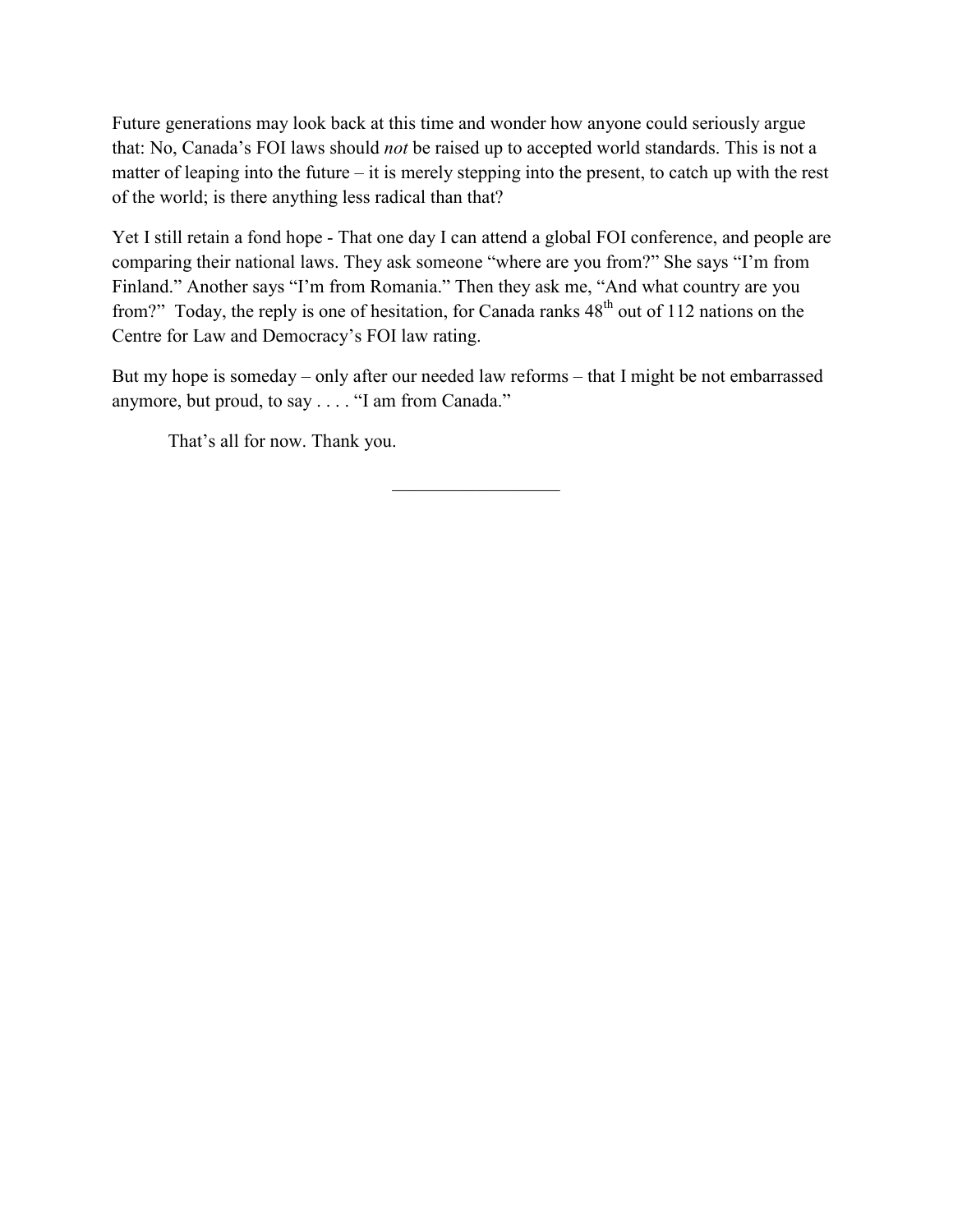Future generations may look back at this time and wonder how anyone could seriously argue that: No, Canada's FOI laws should *not* be raised up to accepted world standards. This is not a matter of leaping into the future – it is merely stepping into the present, to catch up with the rest of the world; is there anything less radical than that?

Yet I still retain a fond hope - That one day I can attend a global FOI conference, and people are comparing their national laws. They ask someone "where are you from?" She says "I'm from Finland." Another says "I'm from Romania." Then they ask me, "And what country are you from?" Today, the reply is one of hesitation, for Canada ranks 48th out of 112 nations on the Centre for Law and Democracy's FOI law rating.

But my hope is someday – only after our needed law reforms – that I might be not embarrassed anymore, but proud, to say . . . . "I am from Canada."

That's all for now. Thank you.

---